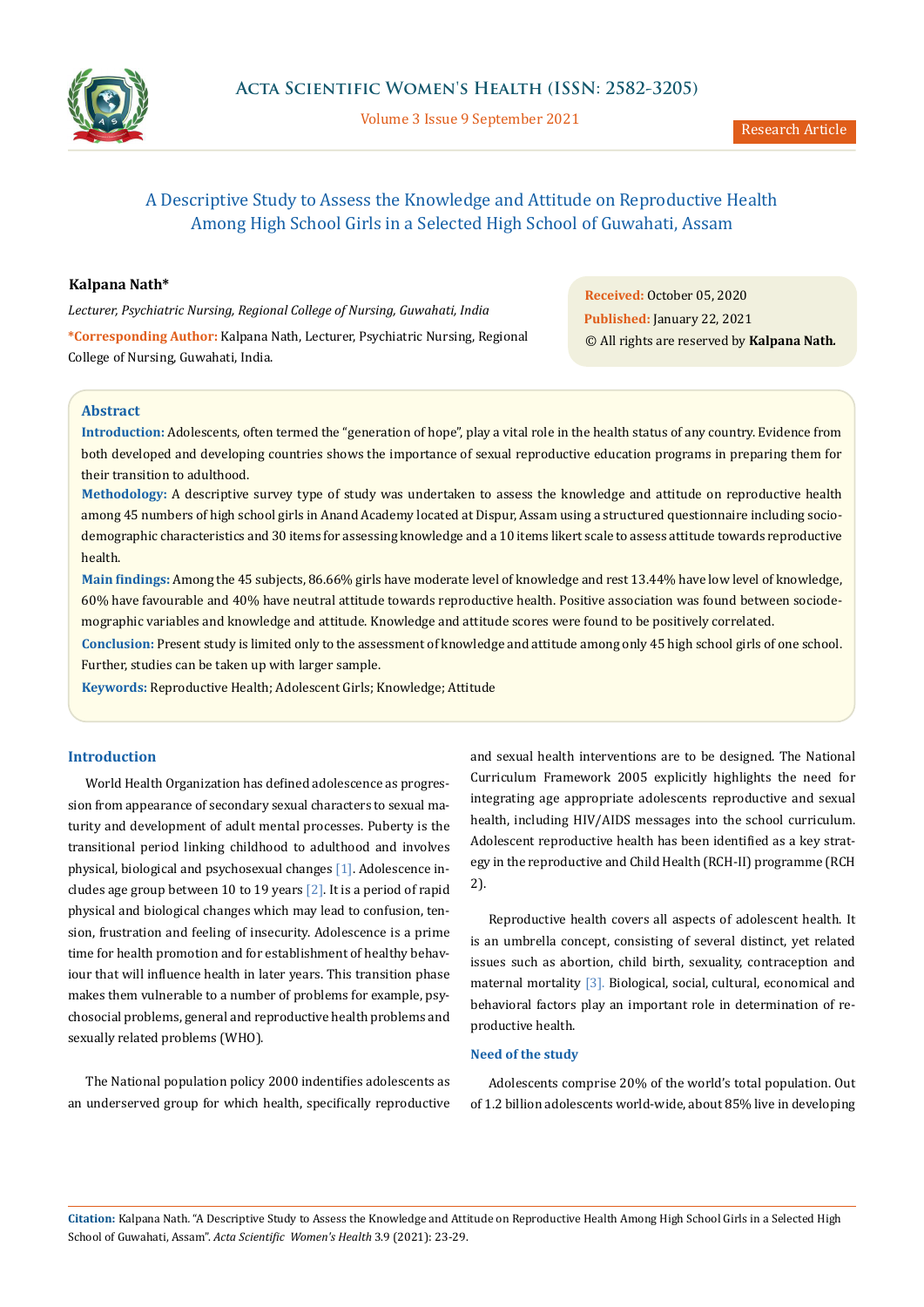Research Article

# A Descriptive Study to Assess the Knowledge and Attitude on Reproductive Health Among High School Girls in a Selected High School of Guwahati, Assam

**Kalpana Nath***

*Lecturer, Psychiatric Nursing, Regional College of Nursing, Guwahati, India*

**\*Corresponding Author:** Kalpana Nath, Lecturer, Psychiatric Nursing, Regional College of Nursing, Guwahati, India.

**Received:** October 05, 2020
**Published:** January 22, 2021
© All rights are reserved by **Kalpana Nath.**

## Abstract

**Introduction:** Adolescents, often termed the "generation of hope", play a vital role in the health status of any country. Evidence from both developed and developing countries shows the importance of sexual reproductive education programs in preparing them for their transition to adulthood.

**Methodology:** A descriptive survey type of study was undertaken to assess the knowledge and attitude on reproductive health among 45 numbers of high school girls in Anand Academy located at Dispur, Assam using a structured questionnaire including sociodemographic characteristics and 30 items for assessing knowledge and a 10 items likert scale to assess attitude towards reproductive health.

**Main findings:** Among the 45 subjects, 86.66% girls have moderate level of knowledge and rest 13.44% have low level of knowledge, 60% have favourable and 40% have neutral attitude towards reproductive health. Positive association was found between sociodemographic variables and knowledge and attitude. Knowledge and attitude scores were found to be positively correlated.

**Conclusion:** Present study is limited only to the assessment of knowledge and attitude among only 45 high school girls of one school. Further, studies can be taken up with larger sample.

**Keywords:** Reproductive Health; Adolescent Girls; Knowledge; Attitude

## Introduction

World Health Organization has defined adolescence as progression from appearance of secondary sexual characters to sexual maturity and development of adult mental processes. Puberty is the transitional period linking childhood to adulthood and involves physical, biological and psychosexual changes [1]. Adolescence includes age group between 10 to 19 years [2]. It is a period of rapid physical and biological changes which may lead to confusion, tension, frustration and feeling of insecurity. Adolescence is a prime time for health promotion and for establishment of healthy behaviour that will influence health in later years. This transition phase makes them vulnerable to a number of problems for example, psychosocial problems, general and reproductive health problems and sexually related problems (WHO).

The National population policy 2000 indentifies adolescents as an underserved group for which health, specifically reproductive and sexual health interventions are to be designed. The National Curriculum Framework 2005 explicitly highlights the need for integrating age appropriate adolescents reproductive and sexual health, including HIV/AIDS messages into the school curriculum. Adolescent reproductive health has been identified as a key strategy in the reproductive and Child Health (RCH-II) programme (RCH 2).

Reproductive health covers all aspects of adolescent health. It is an umbrella concept, consisting of several distinct, yet related issues such as abortion, child birth, sexuality, contraception and maternal mortality [3]. Biological, social, cultural, economical and behavioral factors play an important role in determination of reproductive health.

### Need of the study

Adolescents comprise 20% of the world's total population. Out of 1.2 billion adolescents world-wide, about 85% live in developing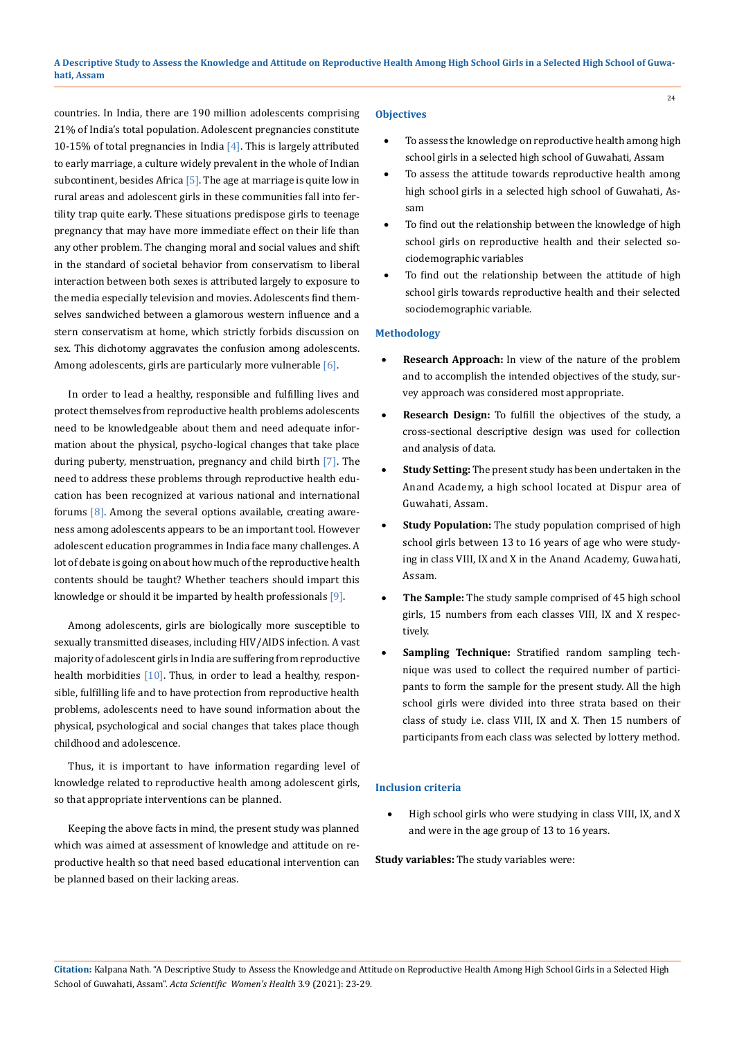countries. In India, there are 190 million adolescents comprising 21% of India's total population. Adolescent pregnancies constitute 10-15% of total pregnancies in India [4]. This is largely attributed to early marriage, a culture widely prevalent in the whole of Indian subcontinent, besides Africa [5]. The age at marriage is quite low in rural areas and adolescent girls in these communities fall into fertility trap quite early. These situations predispose girls to teenage pregnancy that may have more immediate effect on their life than any other problem. The changing moral and social values and shift in the standard of societal behavior from conservatism to liberal interaction between both sexes is attributed largely to exposure to the media especially television and movies. Adolescents find themselves sandwiched between a glamorous western influence and a stern conservatism at home, which strictly forbids discussion on sex. This dichotomy aggravates the confusion among adolescents. Among adolescents, girls are particularly more vulnerable [6].

In order to lead a healthy, responsible and fulfilling lives and protect themselves from reproductive health problems adolescents need to be knowledgeable about them and need adequate information about the physical, psycho-logical changes that take place during puberty, menstruation, pregnancy and child birth [7]. The need to address these problems through reproductive health education has been recognized at various national and international forums [8]. Among the several options available, creating awareness among adolescents appears to be an important tool. However adolescent education programmes in India face many challenges. A lot of debate is going on about how much of the reproductive health contents should be taught? Whether teachers should impart this knowledge or should it be imparted by health professionals [9].

Among adolescents, girls are biologically more susceptible to sexually transmitted diseases, including HIV/AIDS infection. A vast majority of adolescent girls in India are suffering from reproductive health morbidities [10]. Thus, in order to lead a healthy, responsible, fulfilling life and to have protection from reproductive health problems, adolescents need to have sound information about the physical, psychological and social changes that takes place though childhood and adolescence.

Thus, it is important to have information regarding level of knowledge related to reproductive health among adolescent girls, so that appropriate interventions can be planned.

Keeping the above facts in mind, the present study was planned which was aimed at assessment of knowledge and attitude on reproductive health so that need based educational intervention can be planned based on their lacking areas.

## Objectives

- To assess the knowledge on reproductive health among high school girls in a selected high school of Guwahati, Assam
- To assess the attitude towards reproductive health among high school girls in a selected high school of Guwahati, Assam
- To find out the relationship between the knowledge of high school girls on reproductive health and their selected sociodemographic variables
- To find out the relationship between the attitude of high school girls towards reproductive health and their selected sociodemographic variable.

## Methodology

- **Research Approach:** In view of the nature of the problem and to accomplish the intended objectives of the study, survey approach was considered most appropriate.
- **Research Design:** To fulfill the objectives of the study, a cross-sectional descriptive design was used for collection and analysis of data.
- **Study Setting:** The present study has been undertaken in the Anand Academy, a high school located at Dispur area of Guwahati, Assam.
- **Study Population:** The study population comprised of high school girls between 13 to 16 years of age who were studying in class VIII, IX and X in the Anand Academy, Guwahati, Assam.
- **The Sample:** The study sample comprised of 45 high school girls, 15 numbers from each classes VIII, IX and X respectively.
- **Sampling Technique:** Stratified random sampling technique was used to collect the required number of participants to form the sample for the present study. All the high school girls were divided into three strata based on their class of study i.e. class VIII, IX and X. Then 15 numbers of participants from each class was selected by lottery method.

## Inclusion criteria

- High school girls who were studying in class VIII, IX, and X and were in the age group of 13 to 16 years.

**Study variables:** The study variables were: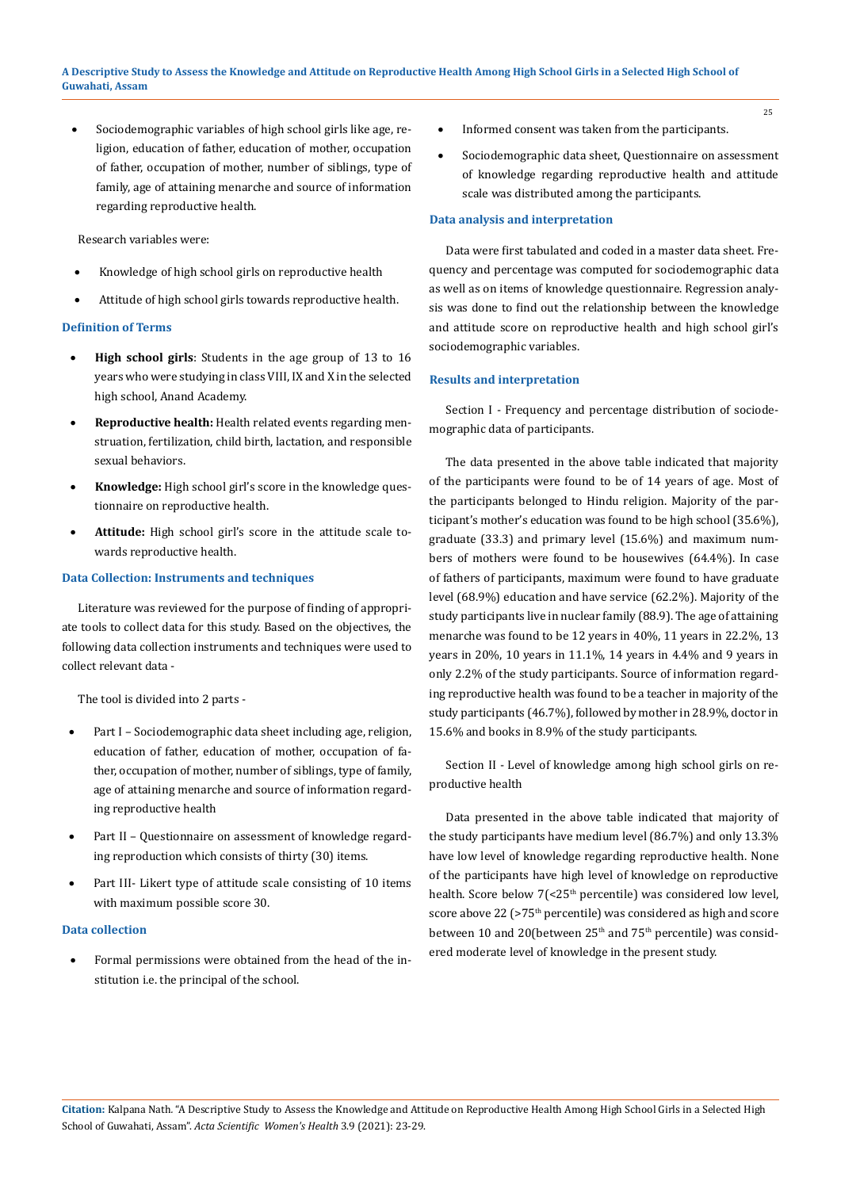- Sociodemographic variables of high school girls like age, religion, education of father, education of mother, occupation of father, occupation of mother, number of siblings, type of family, age of attaining menarche and source of information regarding reproductive health.

Research variables were:

- Knowledge of high school girls on reproductive health
- Attitude of high school girls towards reproductive health.

### Definition of Terms

- **High school girls**: Students in the age group of 13 to 16 years who were studying in class VIII, IX and X in the selected high school, Anand Academy.
- **Reproductive health:** Health related events regarding menstruation, fertilization, child birth, lactation, and responsible sexual behaviors.
- **Knowledge:** High school girl's score in the knowledge questionnaire on reproductive health.
- **Attitude:** High school girl's score in the attitude scale towards reproductive health.

### Data Collection: Instruments and techniques

Literature was reviewed for the purpose of finding of appropriate tools to collect data for this study. Based on the objectives, the following data collection instruments and techniques were used to collect relevant data -

The tool is divided into 2 parts -

- Part I – Sociodemographic data sheet including age, religion, education of father, education of mother, occupation of father, occupation of mother, number of siblings, type of family, age of attaining menarche and source of information regarding reproductive health
- Part II – Questionnaire on assessment of knowledge regarding reproduction which consists of thirty (30) items.
- Part III- Likert type of attitude scale consisting of 10 items with maximum possible score 30.

### Data collection

- Formal permissions were obtained from the head of the institution i.e. the principal of the school.
- Informed consent was taken from the participants.
- Sociodemographic data sheet, Questionnaire on assessment of knowledge regarding reproductive health and attitude scale was distributed among the participants.

### Data analysis and interpretation

Data were first tabulated and coded in a master data sheet. Frequency and percentage was computed for sociodemographic data as well as on items of knowledge questionnaire. Regression analysis was done to find out the relationship between the knowledge and attitude score on reproductive health and high school girl's sociodemographic variables.

### Results and interpretation

Section I - Frequency and percentage distribution of sociodemographic data of participants.

The data presented in the above table indicated that majority of the participants were found to be of 14 years of age. Most of the participants belonged to Hindu religion. Majority of the participant's mother's education was found to be high school (35.6%), graduate (33.3) and primary level (15.6%) and maximum numbers of mothers were found to be housewives (64.4%). In case of fathers of participants, maximum were found to have graduate level (68.9%) education and have service (62.2%). Majority of the study participants live in nuclear family (88.9). The age of attaining menarche was found to be 12 years in 40%, 11 years in 22.2%, 13 years in 20%, 10 years in 11.1%, 14 years in 4.4% and 9 years in only 2.2% of the study participants. Source of information regarding reproductive health was found to be a teacher in majority of the study participants (46.7%), followed by mother in 28.9%, doctor in 15.6% and books in 8.9% of the study participants.

Section II - Level of knowledge among high school girls on reproductive health

Data presented in the above table indicated that majority of the study participants have medium level (86.7%) and only 13.3% have low level of knowledge regarding reproductive health. None of the participants have high level of knowledge on reproductive health. Score below 7(<25th percentile) was considered low level, score above 22 (>75th percentile) was considered as high and score between 10 and 20(between 25th and 75th percentile) was considered moderate level of knowledge in the present study.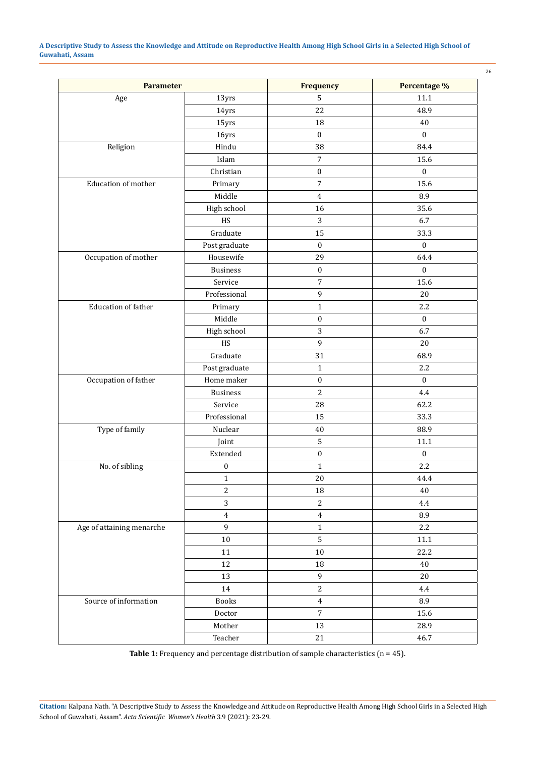| Parameter | | Frequency | Percentage % |
|---|---|---|---|
| Age | 13yrs | 5 | 11.1 |
| | 14yrs | 22 | 48.9 |
| | 15yrs | 18 | 40 |
| | 16yrs | 0 | 0 |
| Religion | Hindu | 38 | 84.4 |
| | Islam | 7 | 15.6 |
| | Christian | 0 | 0 |
| Education of mother | Primary | 7 | 15.6 |
| | Middle | 4 | 8.9 |
| | High school | 16 | 35.6 |
| | HS | 3 | 6.7 |
| | Graduate | 15 | 33.3 |
| | Post graduate | 0 | 0 |
| Occupation of mother | Housewife | 29 | 64.4 |
| | Business | 0 | 0 |
| | Service | 7 | 15.6 |
| | Professional | 9 | 20 |
| Education of father | Primary | 1 | 2.2 |
| | Middle | 0 | 0 |
| | High school | 3 | 6.7 |
| | HS | 9 | 20 |
| | Graduate | 31 | 68.9 |
| | Post graduate | 1 | 2.2 |
| Occupation of father | Home maker | 0 | 0 |
| | Business | 2 | 4.4 |
| | Service | 28 | 62.2 |
| | Professional | 15 | 33.3 |
| Type of family | Nuclear | 40 | 88.9 |
| | Joint | 5 | 11.1 |
| | Extended | 0 | 0 |
| No. of sibling | 0 | 1 | 2.2 |
| | 1 | 20 | 44.4 |
| | 2 | 18 | 40 |
| | 3 | 2 | 4.4 |
| | 4 | 4 | 8.9 |
| Age of attaining menarche | 9 | 1 | 2.2 |
| | 10 | 5 | 11.1 |
| | 11 | 10 | 22.2 |
| | 12 | 18 | 40 |
| | 13 | 9 | 20 |
| | 14 | 2 | 4.4 |
| Source of information | Books | 4 | 8.9 |
| | Doctor | 7 | 15.6 |
| | Mother | 13 | 28.9 |
| | Teacher | 21 | 46.7 |

**Table 1:** Frequency and percentage distribution of sample characteristics (n = 45).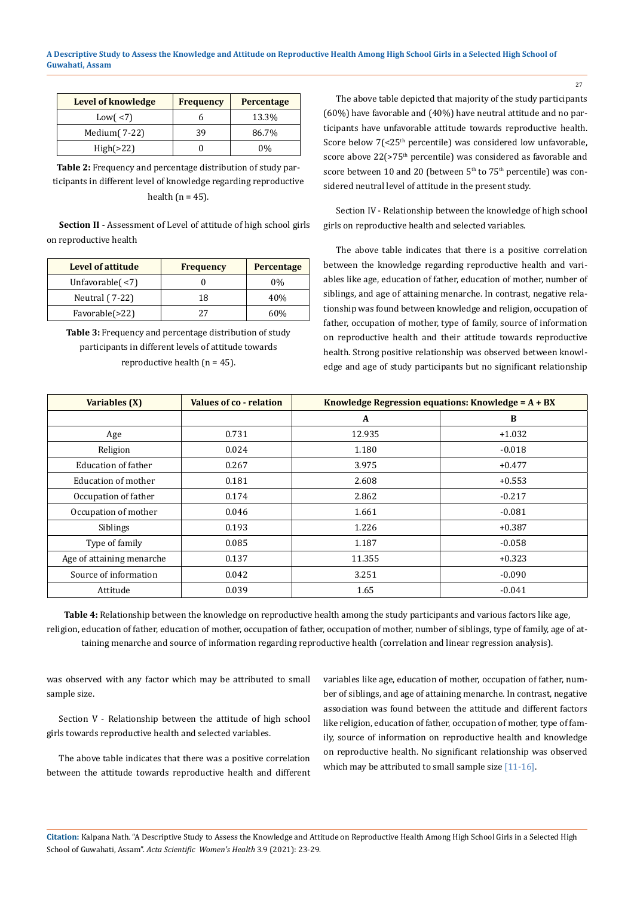| Level of knowledge | Frequency | Percentage |
|---|---|---|
| Low( <7) | 6 | 13.3% |
| Medium( 7-22) | 39 | 86.7% |
| High(>22) | 0 | 0% |

**Table 2:** Frequency and percentage distribution of study participants in different level of knowledge regarding reproductive health (n = 45).

**Section II -** Assessment of Level of attitude of high school girls on reproductive health

| Level of attitude | Frequency | Percentage |
|---|---|---|
| Unfavorable( <7) | 0 | 0% |
| Neutral ( 7-22) | 18 | 40% |
| Favorable(>22) | 27 | 60% |

**Table 3:** Frequency and percentage distribution of study participants in different levels of attitude towards reproductive health (n = 45).

The above table depicted that majority of the study participants (60%) have favorable and (40%) have neutral attitude and no participants have unfavorable attitude towards reproductive health. Score below 7(<25th percentile) was considered low unfavorable, score above 22(>75th percentile) was considered as favorable and score between 10 and 20 (between 5th to 75th percentile) was considered neutral level of attitude in the present study.

Section IV - Relationship between the knowledge of high school girls on reproductive health and selected variables.

The above table indicates that there is a positive correlation between the knowledge regarding reproductive health and variables like age, education of father, education of mother, number of siblings, and age of attaining menarche. In contrast, negative relationship was found between knowledge and religion, occupation of father, occupation of mother, type of family, source of information on reproductive health and their attitude towards reproductive health. Strong positive relationship was observed between knowledge and age of study participants but no significant relationship was observed with any factor which may be attributed to small sample size.

| Variables (X) | Values of co - relation | Knowledge Regression equations: Knowledge = A + BX | |
|---|---|---|---|
| | | A | B |
| Age | 0.731 | 12.935 | +1.032 |
| Religion | 0.024 | 1.180 | -0.018 |
| Education of father | 0.267 | 3.975 | +0.477 |
| Education of mother | 0.181 | 2.608 | +0.553 |
| Occupation of father | 0.174 | 2.862 | -0.217 |
| Occupation of mother | 0.046 | 1.661 | -0.081 |
| Siblings | 0.193 | 1.226 | +0.387 |
| Type of family | 0.085 | 1.187 | -0.058 |
| Age of attaining menarche | 0.137 | 11.355 | +0.323 |
| Source of information | 0.042 | 3.251 | -0.090 |
| Attitude | 0.039 | 1.65 | -0.041 |

**Table 4:** Relationship between the knowledge on reproductive health among the study participants and various factors like age, religion, education of father, education of mother, occupation of father, occupation of mother, number of siblings, type of family, age of attaining menarche and source of information regarding reproductive health (correlation and linear regression analysis).

Section V - Relationship between the attitude of high school girls towards reproductive health and selected variables.

The above table indicates that there was a positive correlation between the attitude towards reproductive health and different variables like age, education of mother, occupation of father, number of siblings, and age of attaining menarche. In contrast, negative association was found between the attitude and different factors like religion, education of father, occupation of mother, type of family, source of information on reproductive health and knowledge on reproductive health. No significant relationship was observed which may be attributed to small sample size [11-16].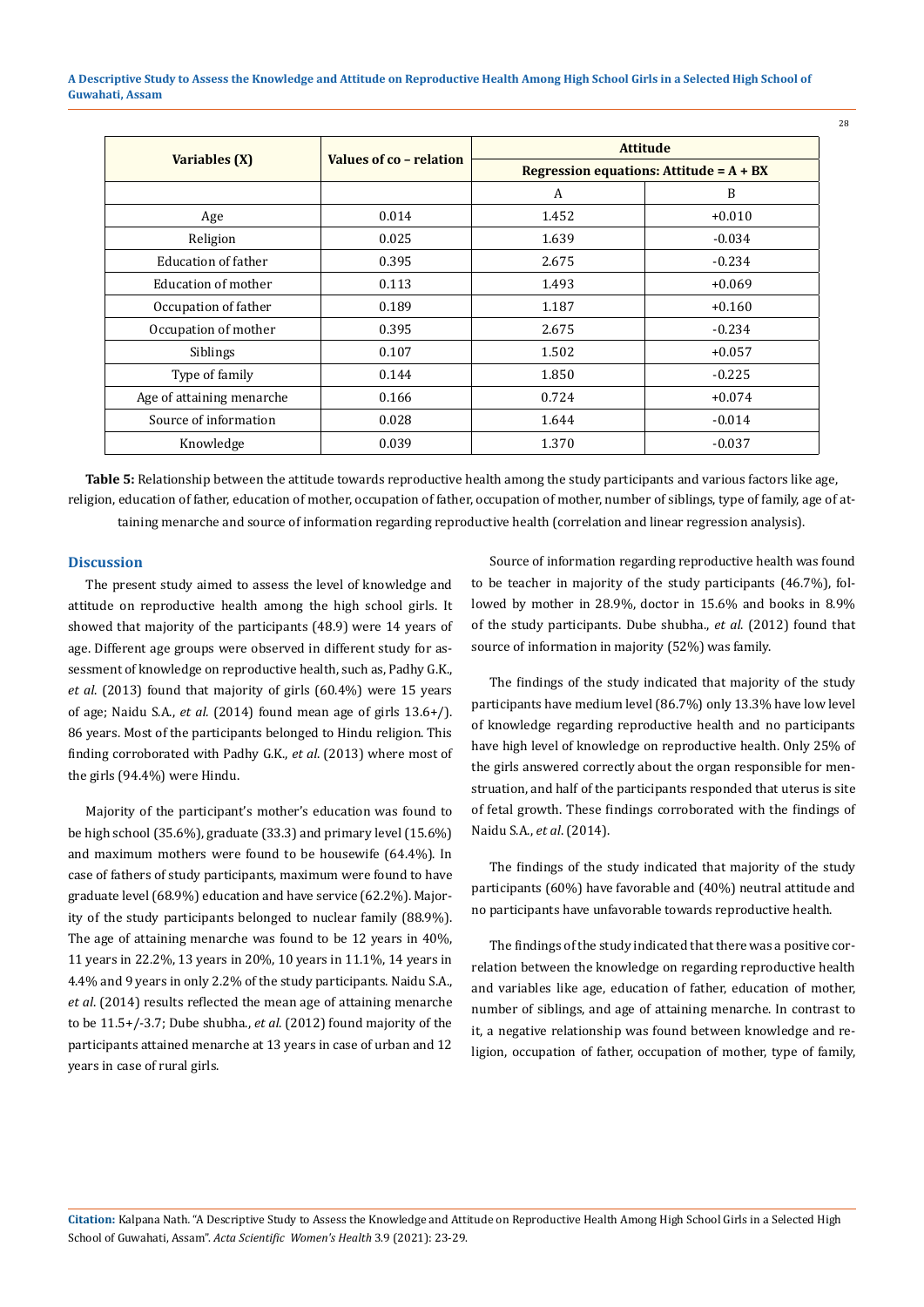| Variables (X) | Values of co – relation | Attitude | |
|---|---|---|---|
| | | Regression equations: Attitude = A + BX | |
| | | A | B |
| Age | 0.014 | 1.452 | +0.010 |
| Religion | 0.025 | 1.639 | -0.034 |
| Education of father | 0.395 | 2.675 | -0.234 |
| Education of mother | 0.113 | 1.493 | +0.069 |
| Occupation of father | 0.189 | 1.187 | +0.160 |
| Occupation of mother | 0.395 | 2.675 | -0.234 |
| Siblings | 0.107 | 1.502 | +0.057 |
| Type of family | 0.144 | 1.850 | -0.225 |
| Age of attaining menarche | 0.166 | 0.724 | +0.074 |
| Source of information | 0.028 | 1.644 | -0.014 |
| Knowledge | 0.039 | 1.370 | -0.037 |

**Table 5:** Relationship between the attitude towards reproductive health among the study participants and various factors like age, religion, education of father, education of mother, occupation of father, occupation of mother, number of siblings, type of family, age of attaining menarche and source of information regarding reproductive health (correlation and linear regression analysis).

## Discussion

The present study aimed to assess the level of knowledge and attitude on reproductive health among the high school girls. It showed that majority of the participants (48.9) were 14 years of age. Different age groups were observed in different study for assessment of knowledge on reproductive health, such as, Padhy G.K., *et al.* (2013) found that majority of girls (60.4%) were 15 years of age; Naidu S.A., *et al.* (2014) found mean age of girls 13.6+/). 86 years. Most of the participants belonged to Hindu religion. This finding corroborated with Padhy G.K., *et al.* (2013) where most of the girls (94.4%) were Hindu.

Majority of the participant's mother's education was found to be high school (35.6%), graduate (33.3) and primary level (15.6%) and maximum mothers were found to be housewife (64.4%). In case of fathers of study participants, maximum were found to have graduate level (68.9%) education and have service (62.2%). Majority of the study participants belonged to nuclear family (88.9%). The age of attaining menarche was found to be 12 years in 40%, 11 years in 22.2%, 13 years in 20%, 10 years in 11.1%, 14 years in 4.4% and 9 years in only 2.2% of the study participants. Naidu S.A., *et al.* (2014) results reflected the mean age of attaining menarche to be 11.5+/-3.7; Dube shubha., *et al.* (2012) found majority of the participants attained menarche at 13 years in case of urban and 12 years in case of rural girls.

Source of information regarding reproductive health was found to be teacher in majority of the study participants (46.7%), followed by mother in 28.9%, doctor in 15.6% and books in 8.9% of the study participants. Dube shubha., *et al.* (2012) found that source of information in majority (52%) was family.

The findings of the study indicated that majority of the study participants have medium level (86.7%) only 13.3% have low level of knowledge regarding reproductive health and no participants have high level of knowledge on reproductive health. Only 25% of the girls answered correctly about the organ responsible for menstruation, and half of the participants responded that uterus is site of fetal growth. These findings corroborated with the findings of Naidu S.A., *et al.* (2014).

The findings of the study indicated that majority of the study participants (60%) have favorable and (40%) neutral attitude and no participants have unfavorable towards reproductive health.

The findings of the study indicated that there was a positive correlation between the knowledge on regarding reproductive health and variables like age, education of father, education of mother, number of siblings, and age of attaining menarche. In contrast to it, a negative relationship was found between knowledge and religion, occupation of father, occupation of mother, type of family,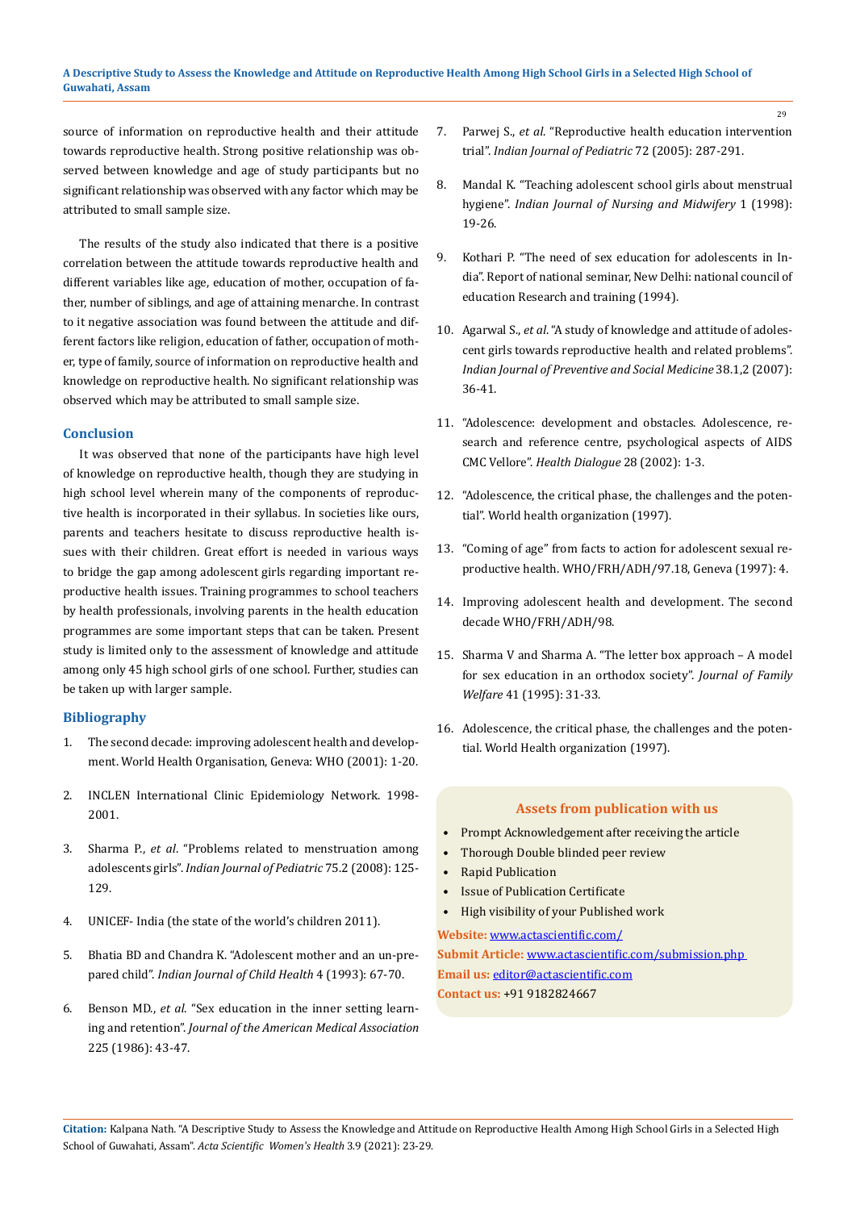source of information on reproductive health and their attitude towards reproductive health. Strong positive relationship was observed between knowledge and age of study participants but no significant relationship was observed with any factor which may be attributed to small sample size.

The results of the study also indicated that there is a positive correlation between the attitude towards reproductive health and different variables like age, education of mother, occupation of father, number of siblings, and age of attaining menarche. In contrast to it negative association was found between the attitude and different factors like religion, education of father, occupation of mother, type of family, source of information on reproductive health and knowledge on reproductive health. No significant relationship was observed which may be attributed to small sample size.

## Conclusion

It was observed that none of the participants have high level of knowledge on reproductive health, though they are studying in high school level wherein many of the components of reproductive health is incorporated in their syllabus. In societies like ours, parents and teachers hesitate to discuss reproductive health issues with their children. Great effort is needed in various ways to bridge the gap among adolescent girls regarding important reproductive health issues. Training programmes to school teachers by health professionals, involving parents in the health education programmes are some important steps that can be taken. Present study is limited only to the assessment of knowledge and attitude among only 45 high school girls of one school. Further, studies can be taken up with larger sample.

## Bibliography

1. The second decade: improving adolescent health and development. World Health Organisation, Geneva: WHO (2001): 1-20.
2. INCLEN International Clinic Epidemiology Network. 1998-2001.
3. Sharma P., *et al*. "Problems related to menstruation among adolescents girls". *Indian Journal of Pediatric* 75.2 (2008): 125-129.
4. UNICEF- India (the state of the world's children 2011).
5. Bhatia BD and Chandra K. "Adolescent mother and an un-prepared child". *Indian Journal of Child Health* 4 (1993): 67-70.
6. Benson MD., *et al*. "Sex education in the inner setting learning and retention". *Journal of the American Medical Association* 225 (1986): 43-47.
7. Parwej S., *et al*. "Reproductive health education intervention trial". *Indian Journal of Pediatric* 72 (2005): 287-291.
8. Mandal K. "Teaching adolescent school girls about menstrual hygiene". *Indian Journal of Nursing and Midwifery* 1 (1998): 19-26.
9. Kothari P. "The need of sex education for adolescents in India". Report of national seminar, New Delhi: national council of education Research and training (1994).
10. Agarwal S., *et al*. "A study of knowledge and attitude of adolescent girls towards reproductive health and related problems". *Indian Journal of Preventive and Social Medicine* 38.1,2 (2007): 36-41.
11. "Adolescence: development and obstacles. Adolescence, research and reference centre, psychological aspects of AIDS CMC Vellore". *Health Dialogue* 28 (2002): 1-3.
12. "Adolescence, the critical phase, the challenges and the potential". World health organization (1997).
13. "Coming of age" from facts to action for adolescent sexual reproductive health. WHO/FRH/ADH/97.18, Geneva (1997): 4.
14. Improving adolescent health and development. The second decade WHO/FRH/ADH/98.
15. Sharma V and Sharma A. "The letter box approach – A model for sex education in an orthodox society". *Journal of Family Welfare* 41 (1995): 31-33.
16. Adolescence, the critical phase, the challenges and the potential. World Health organization (1997).

**Assets from publication with us**

- Prompt Acknowledgement after receiving the article
- Thorough Double blinded peer review
- Rapid Publication
- Issue of Publication Certificate
- High visibility of your Published work

**Website:** www.actascientific.com/
**Submit Article:** www.actascientific.com/submission.php
**Email us:** editor@actascientific.com
**Contact us:** +91 9182824667